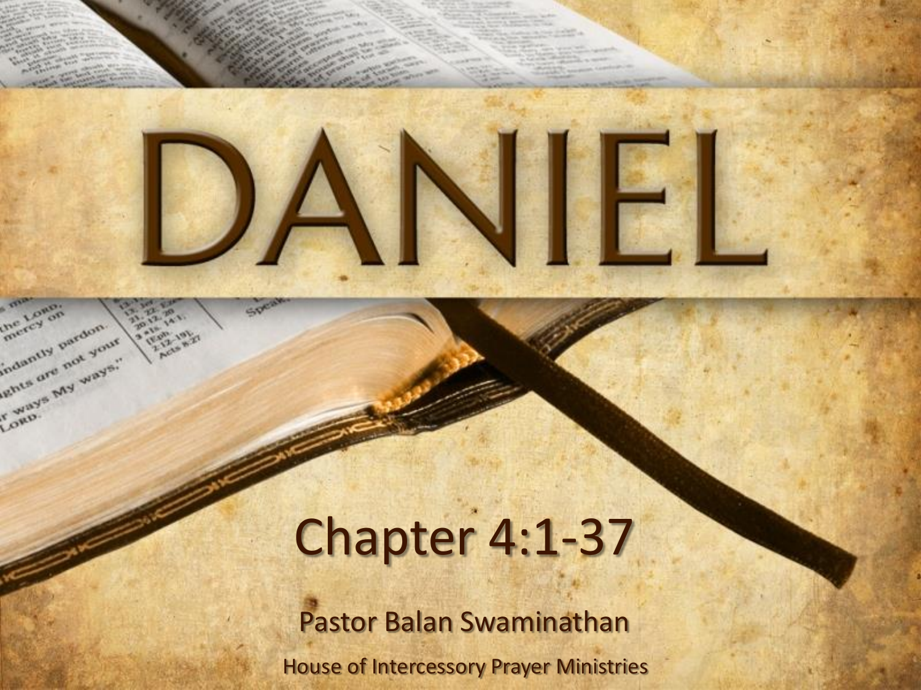# DANIEL

## Chapter 4:1-37

Pastor Balan Swaminathan

House of Intercessory Prayer Ministries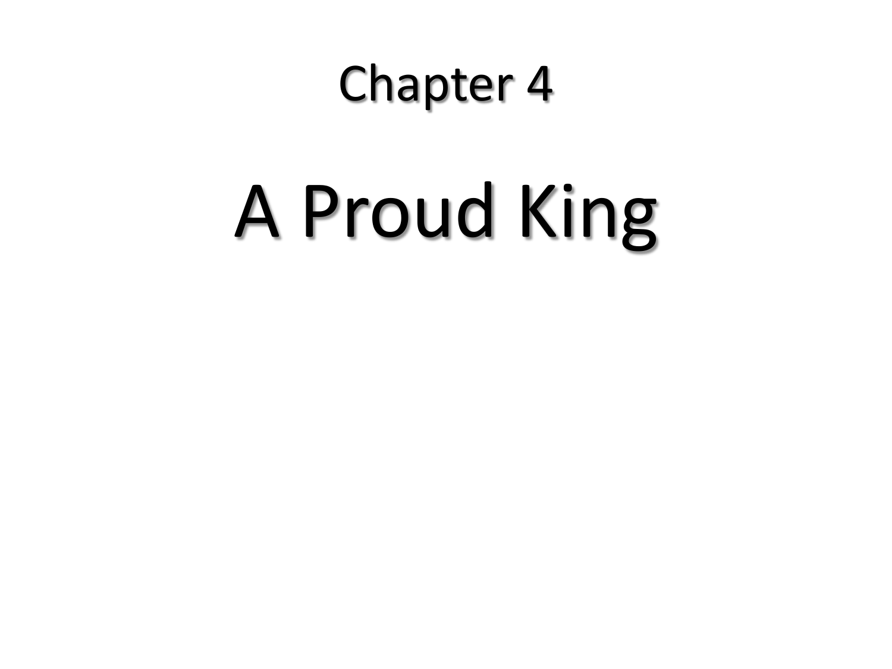## Chapter 4

# A Proud King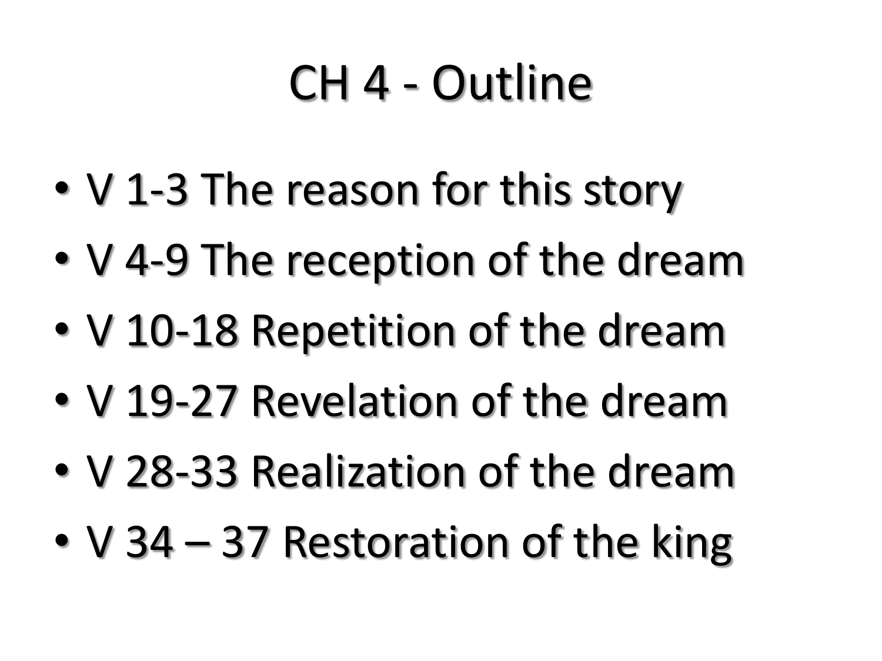# CH 4 - Outline

- V 1-3 The reason for this story
- V 4-9 The reception of the dream
- V 10-18 Repetition of the dream
- V 19-27 Revelation of the dream
- V 28-33 Realization of the dream
- V 34 – 37 Restoration of the king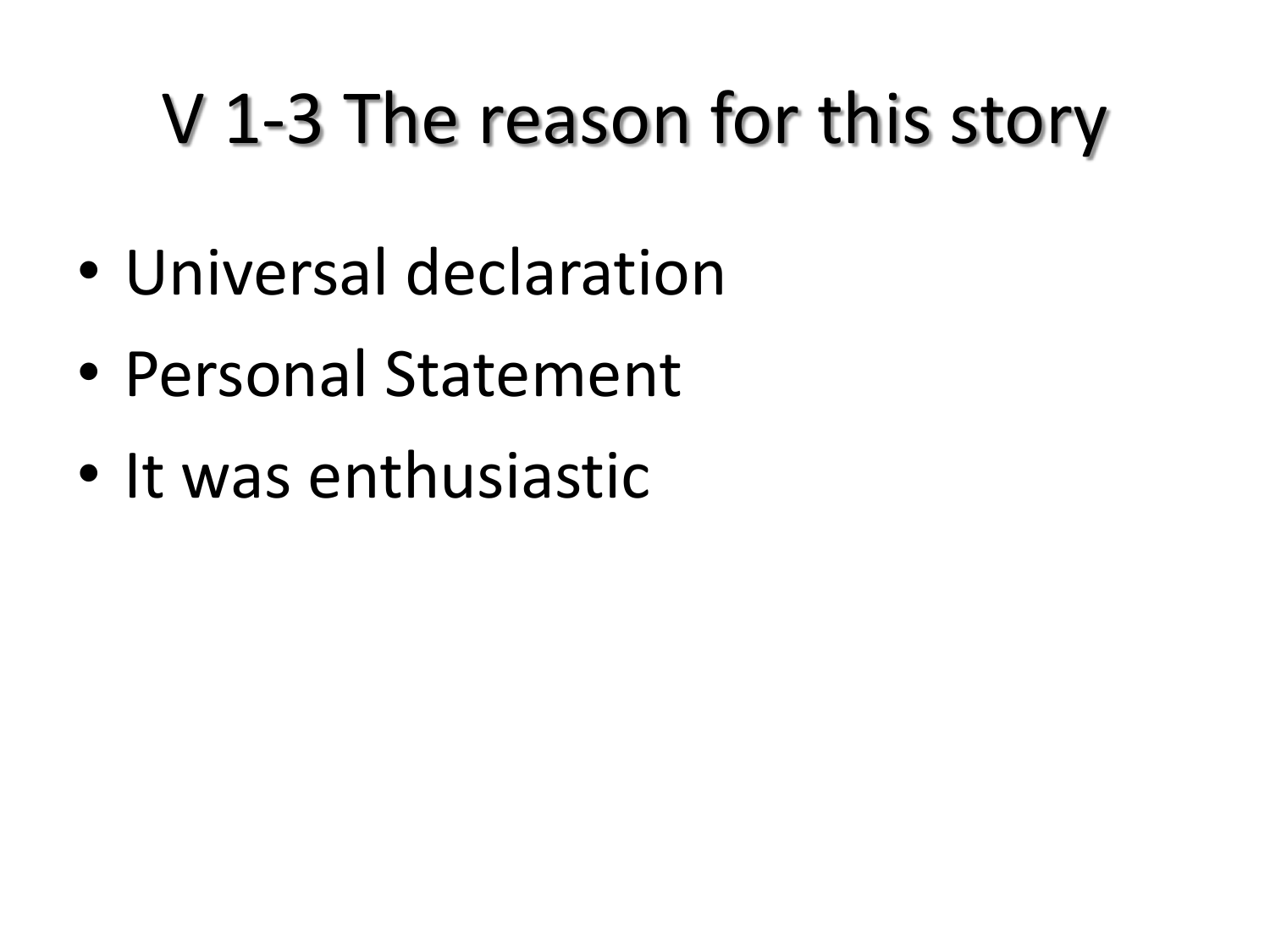# V 1-3 The reason for this story

- Universal declaration
- Personal Statement
- It was enthusiastic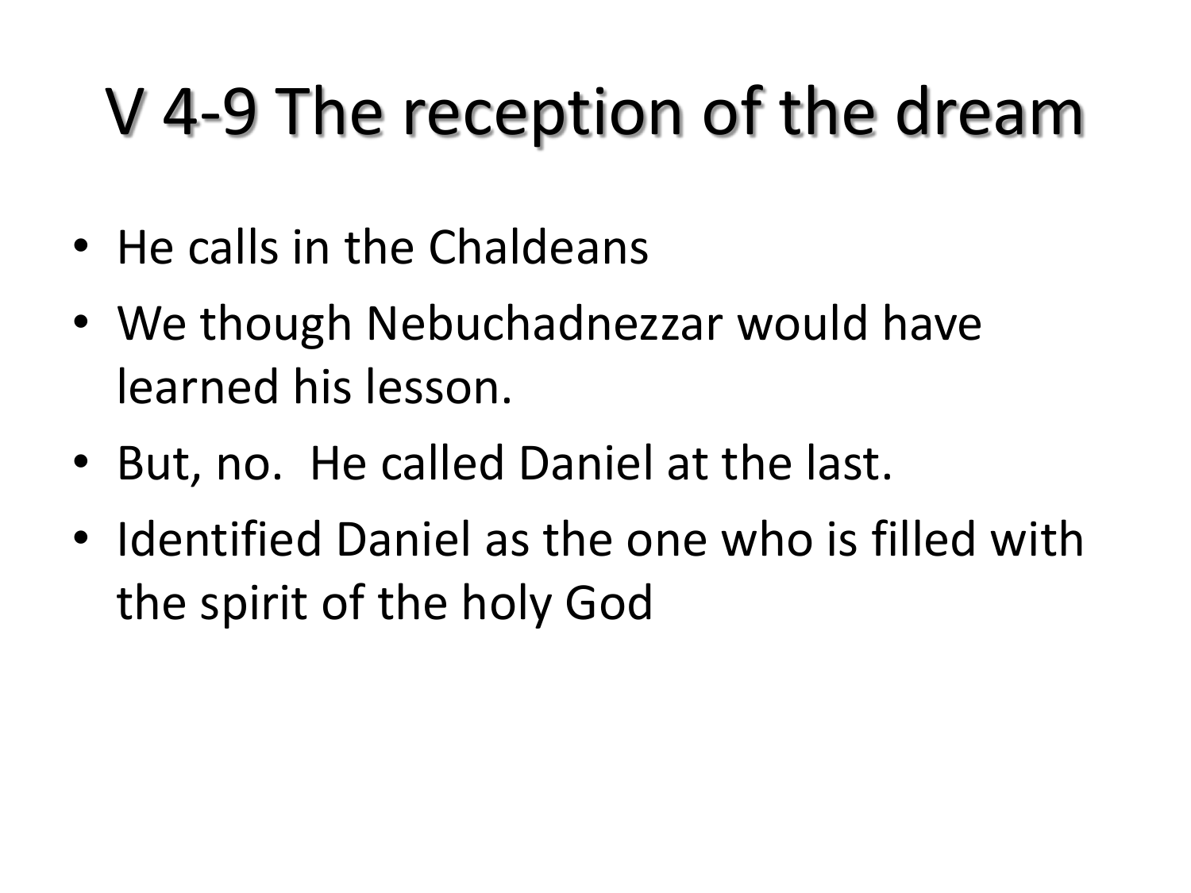# V 4-9 The reception of the dream

- He calls in the Chaldeans
- We though Nebuchadnezzar would have learned his lesson.
- But, no.  He called Daniel at the last.
- Identified Daniel as the one who is filled with the spirit of the holy God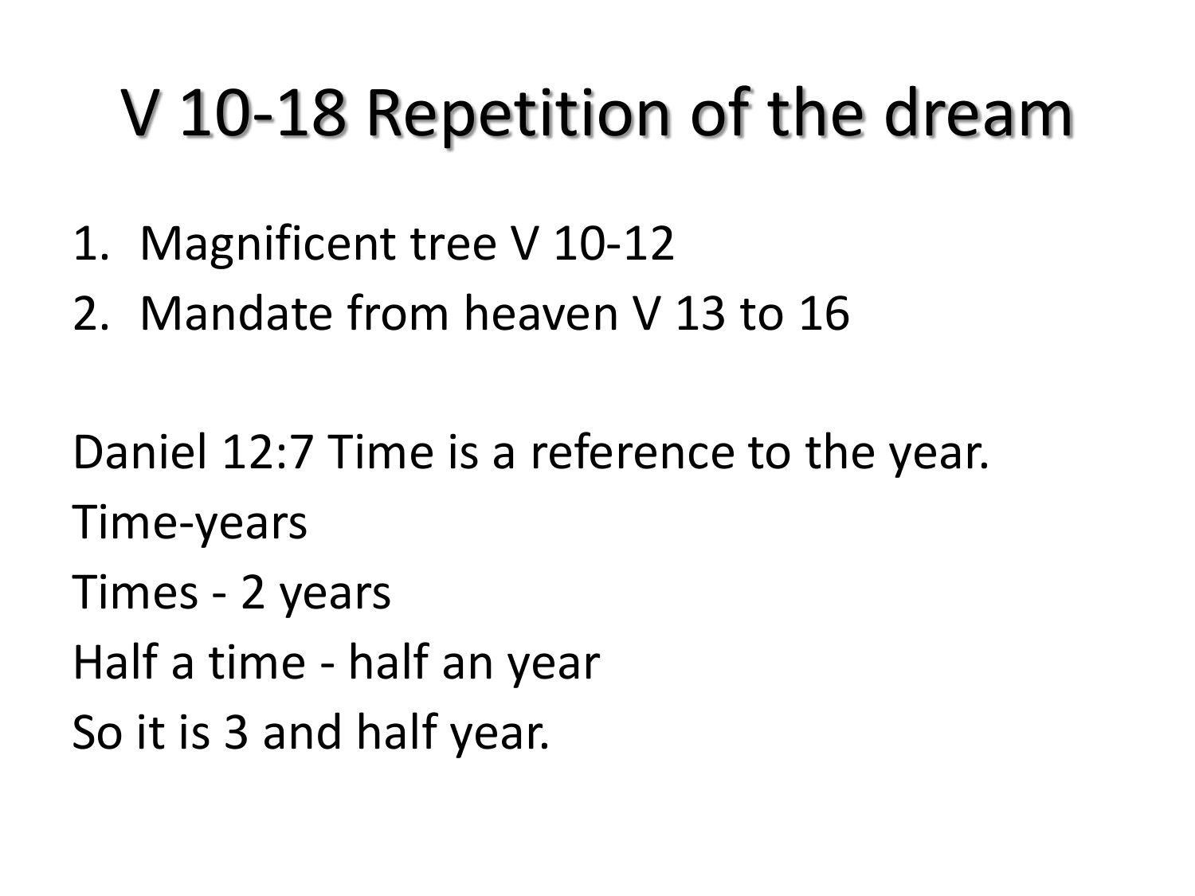# V 10-18 Repetition of the dream

1. Magnificent tree V 10-12
2. Mandate from heaven V 13 to 16

Daniel 12:7 Time is a reference to the year.

Time-years

Times - 2 years

Half a time - half an year

So it is 3 and half year.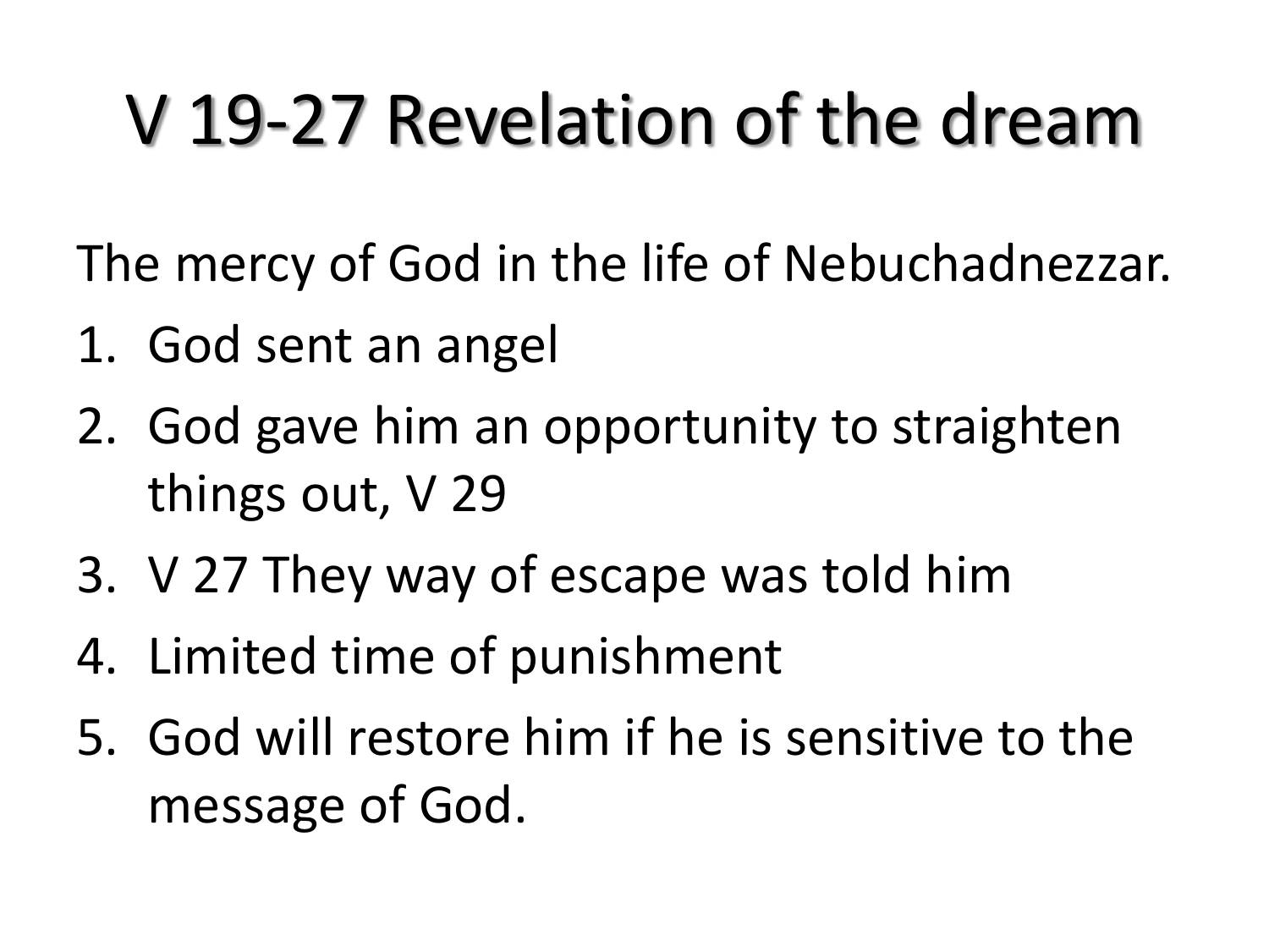# V 19-27 Revelation of the dream

The mercy of God in the life of Nebuchadnezzar.

1. God sent an angel
2. God gave him an opportunity to straighten things out, V 29
3. V 27 They way of escape was told him
4. Limited time of punishment
5. God will restore him if he is sensitive to the message of God.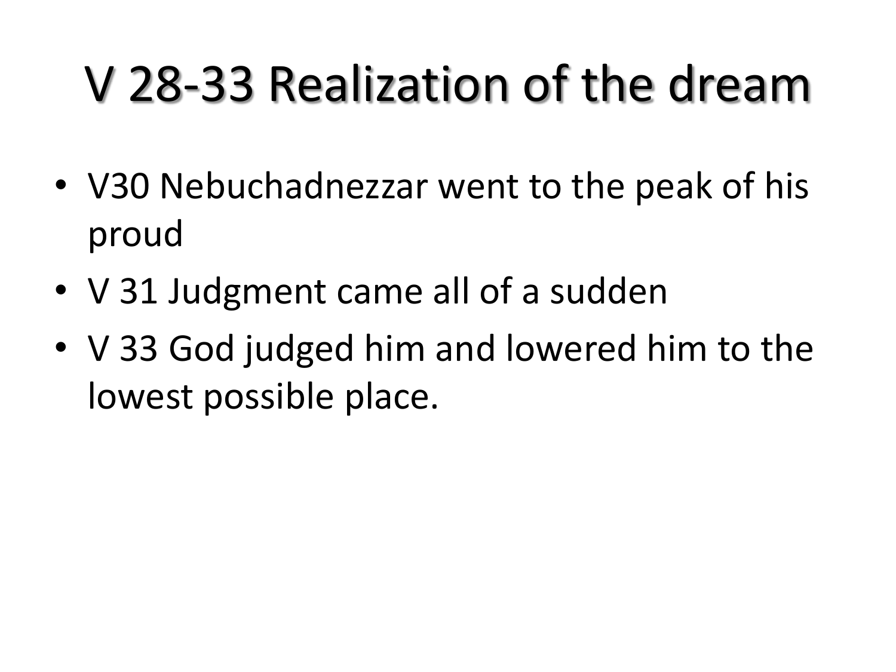# V 28-33 Realization of the dream

- V30 Nebuchadnezzar went to the peak of his proud
- V 31 Judgment came all of a sudden
- V 33 God judged him and lowered him to the lowest possible place.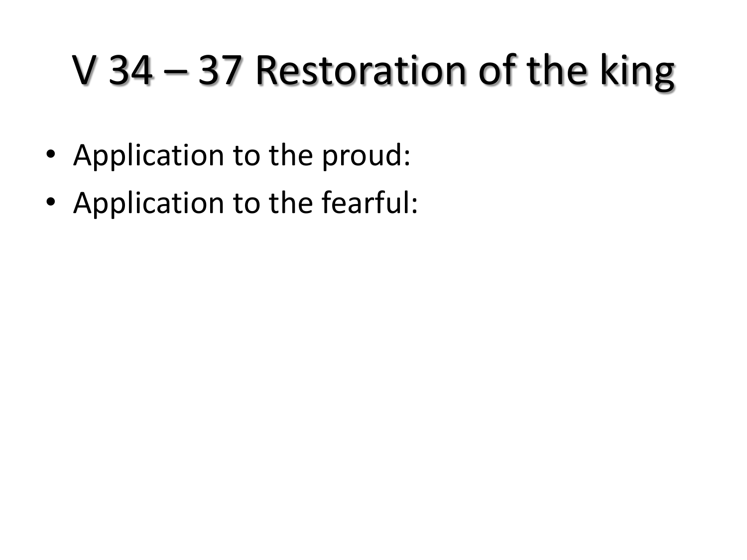# V 34 – 37 Restoration of the king

- Application to the proud:
- Application to the fearful: